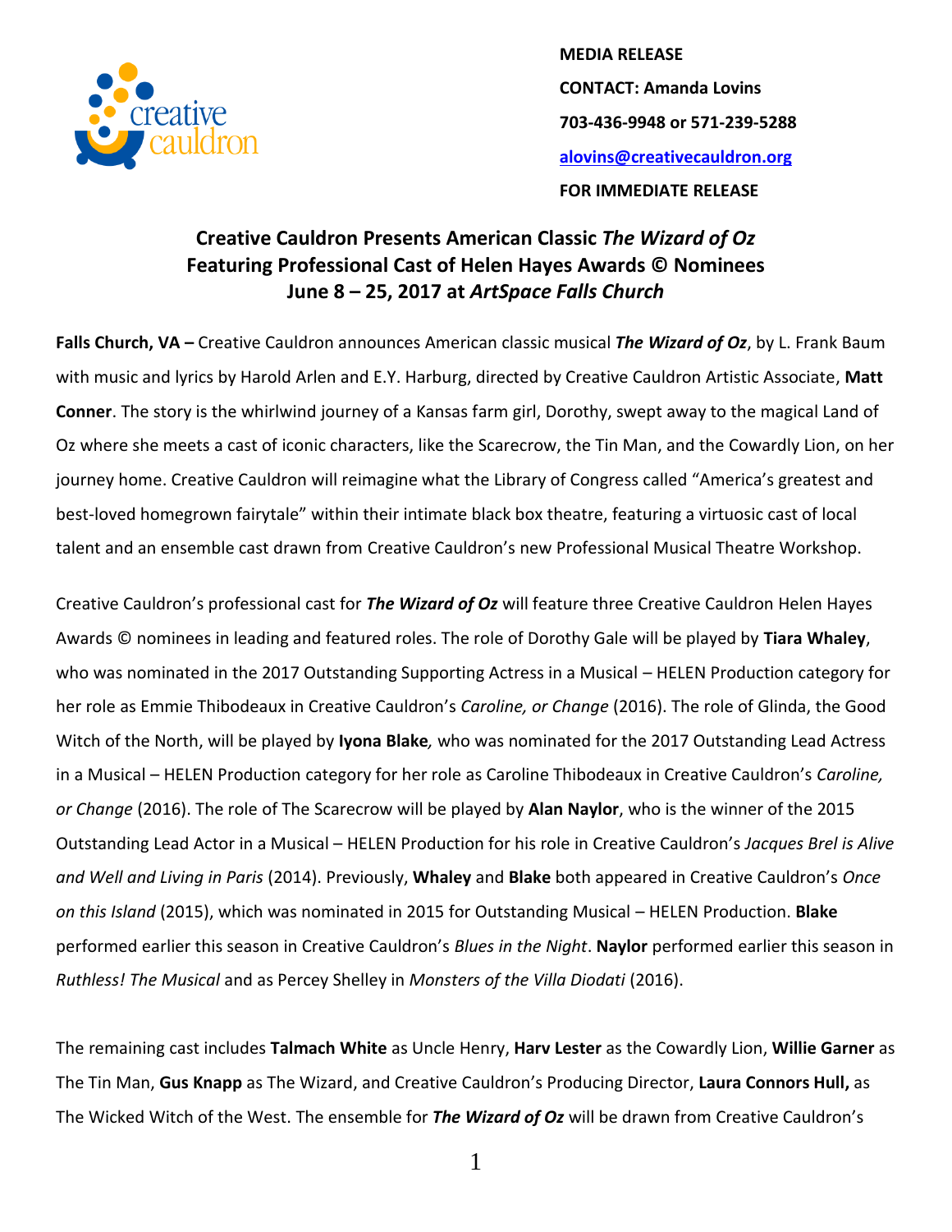**MEDIA RELEASE**

**CONTACT: Amanda Lovins**

**703-436-9948 or 571-239-5288**

**alovins@creativecauldron.org**

**FOR IMMEDIATE RELEASE**

## Creative Cauldron Presents American Classic *The Wizard of Oz* Featuring Professional Cast of Helen Hayes Awards © Nominees June 8 – 25, 2017 at *ArtSpace Falls Church*

**Falls Church, VA –** Creative Cauldron announces American classic musical ***The Wizard of Oz***, by L. Frank Baum with music and lyrics by Harold Arlen and E.Y. Harburg, directed by Creative Cauldron Artistic Associate, **Matt Conner**. The story is the whirlwind journey of a Kansas farm girl, Dorothy, swept away to the magical Land of Oz where she meets a cast of iconic characters, like the Scarecrow, the Tin Man, and the Cowardly Lion, on her journey home. Creative Cauldron will reimagine what the Library of Congress called "America's greatest and best-loved homegrown fairytale" within their intimate black box theatre, featuring a virtuosic cast of local talent and an ensemble cast drawn from Creative Cauldron's new Professional Musical Theatre Workshop.

Creative Cauldron's professional cast for ***The Wizard of Oz*** will feature three Creative Cauldron Helen Hayes Awards © nominees in leading and featured roles. The role of Dorothy Gale will be played by **Tiara Whaley**, who was nominated in the 2017 Outstanding Supporting Actress in a Musical – HELEN Production category for her role as Emmie Thibodeaux in Creative Cauldron's *Caroline, or Change* (2016). The role of Glinda, the Good Witch of the North, will be played by **Iyona Blake***,* who was nominated for the 2017 Outstanding Lead Actress in a Musical – HELEN Production category for her role as Caroline Thibodeaux in Creative Cauldron's *Caroline, or Change* (2016). The role of The Scarecrow will be played by **Alan Naylor**, who is the winner of the 2015 Outstanding Lead Actor in a Musical – HELEN Production for his role in Creative Cauldron's *Jacques Brel is Alive and Well and Living in Paris* (2014). Previously, **Whaley** and **Blake** both appeared in Creative Cauldron's *Once on this Island* (2015), which was nominated in 2015 for Outstanding Musical – HELEN Production. **Blake** performed earlier this season in Creative Cauldron's *Blues in the Night*. **Naylor** performed earlier this season in *Ruthless! The Musical* and as Percey Shelley in *Monsters of the Villa Diodati* (2016).

The remaining cast includes **Talmach White** as Uncle Henry, **Harv Lester** as the Cowardly Lion, **Willie Garner** as The Tin Man, **Gus Knapp** as The Wizard, and Creative Cauldron's Producing Director, **Laura Connors Hull,** as The Wicked Witch of the West. The ensemble for ***The Wizard of Oz*** will be drawn from Creative Cauldron's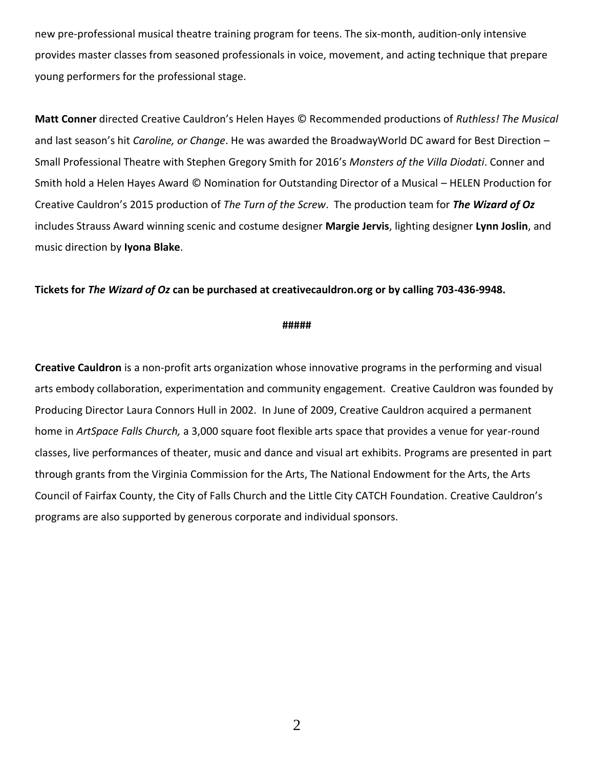new pre-professional musical theatre training program for teens. The six-month, audition-only intensive provides master classes from seasoned professionals in voice, movement, and acting technique that prepare young performers for the professional stage.

**Matt Conner** directed Creative Cauldron's Helen Hayes © Recommended productions of *Ruthless! The Musical* and last season's hit *Caroline, or Change*. He was awarded the BroadwayWorld DC award for Best Direction – Small Professional Theatre with Stephen Gregory Smith for 2016's *Monsters of the Villa Diodati*. Conner and Smith hold a Helen Hayes Award © Nomination for Outstanding Director of a Musical – HELEN Production for Creative Cauldron's 2015 production of *The Turn of the Screw*. The production team for ***The Wizard of Oz*** includes Strauss Award winning scenic and costume designer **Margie Jervis**, lighting designer **Lynn Joslin**, and music direction by **Iyona Blake**.

**Tickets for *The Wizard of Oz* can be purchased at creativecauldron.org or by calling 703-436-9948.**

**#####**

**Creative Cauldron** is a non-profit arts organization whose innovative programs in the performing and visual arts embody collaboration, experimentation and community engagement. Creative Cauldron was founded by Producing Director Laura Connors Hull in 2002. In June of 2009, Creative Cauldron acquired a permanent home in *ArtSpace Falls Church,* a 3,000 square foot flexible arts space that provides a venue for year-round classes, live performances of theater, music and dance and visual art exhibits. Programs are presented in part through grants from the Virginia Commission for the Arts, The National Endowment for the Arts, the Arts Council of Fairfax County, the City of Falls Church and the Little City CATCH Foundation. Creative Cauldron's programs are also supported by generous corporate and individual sponsors.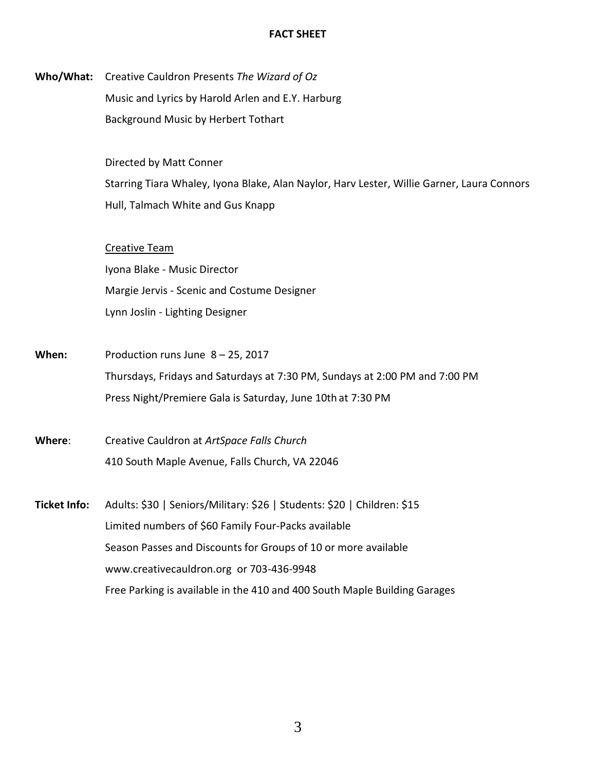# FACT SHEET

**Who/What:** Creative Cauldron Presents *The Wizard of Oz*
Music and Lyrics by Harold Arlen and E.Y. Harburg
Background Music by Herbert Tothart

Directed by Matt Conner
Starring Tiara Whaley, Iyona Blake, Alan Naylor, Harv Lester, Willie Garner, Laura Connors Hull, Talmach White and Gus Knapp

<u>Creative Team</u>
Iyona Blake - Music Director
Margie Jervis - Scenic and Costume Designer
Lynn Joslin - Lighting Designer

**When:** Production runs June 8 – 25, 2017
Thursdays, Fridays and Saturdays at 7:30 PM, Sundays at 2:00 PM and 7:00 PM
Press Night/Premiere Gala is Saturday, June 10th at 7:30 PM

**Where**: Creative Cauldron at *ArtSpace Falls Church*
410 South Maple Avenue, Falls Church, VA 22046

**Ticket Info:** Adults: $30 | Seniors/Military: $26 | Students: $20 | Children: $15
Limited numbers of $60 Family Four-Packs available
Season Passes and Discounts for Groups of 10 or more available
www.creativecauldron.org or 703-436-9948
Free Parking is available in the 410 and 400 South Maple Building Garages